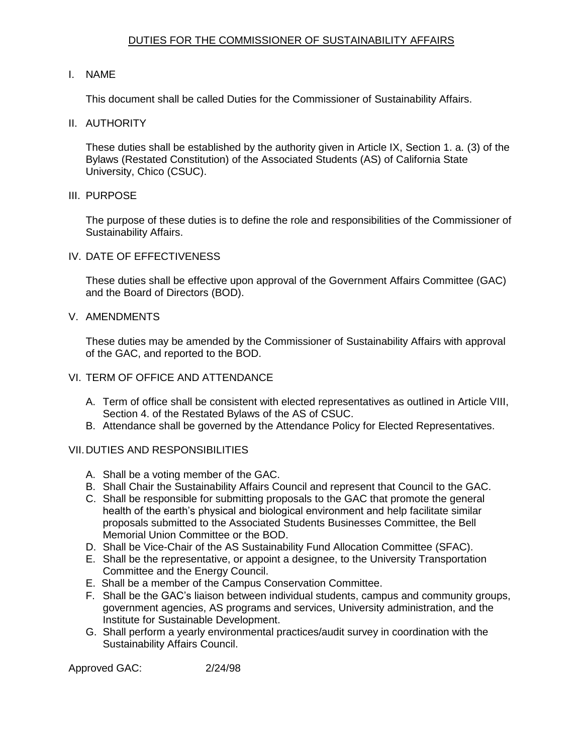# DUTIES FOR THE COMMISSIONER OF SUSTAINABILITY AFFAIRS

## I. NAME

This document shall be called Duties for the Commissioner of Sustainability Affairs.

## II. AUTHORITY

These duties shall be established by the authority given in Article IX, Section 1. a. (3) of the Bylaws (Restated Constitution) of the Associated Students (AS) of California State University, Chico (CSUC).

## III. PURPOSE

The purpose of these duties is to define the role and responsibilities of the Commissioner of Sustainability Affairs.

## IV. DATE OF EFFECTIVENESS

These duties shall be effective upon approval of the Government Affairs Committee (GAC) and the Board of Directors (BOD).

## V. AMENDMENTS

These duties may be amended by the Commissioner of Sustainability Affairs with approval of the GAC, and reported to the BOD.

## VI. TERM OF OFFICE AND ATTENDANCE

A. Term of office shall be consistent with elected representatives as outlined in Article VIII, Section 4. of the Restated Bylaws of the AS of CSUC.
B. Attendance shall be governed by the Attendance Policy for Elected Representatives.

## VII. DUTIES AND RESPONSIBILITIES

A. Shall be a voting member of the GAC.
B. Shall Chair the Sustainability Affairs Council and represent that Council to the GAC.
C. Shall be responsible for submitting proposals to the GAC that promote the general health of the earth's physical and biological environment and help facilitate similar proposals submitted to the Associated Students Businesses Committee, the Bell Memorial Union Committee or the BOD.
D. Shall be Vice-Chair of the AS Sustainability Fund Allocation Committee (SFAC).
E. Shall be the representative, or appoint a designee, to the University Transportation Committee and the Energy Council.
E. Shall be a member of the Campus Conservation Committee.
F. Shall be the GAC's liaison between individual students, campus and community groups, government agencies, AS programs and services, University administration, and the Institute for Sustainable Development.
G. Shall perform a yearly environmental practices/audit survey in coordination with the Sustainability Affairs Council.

Approved GAC: 2/24/98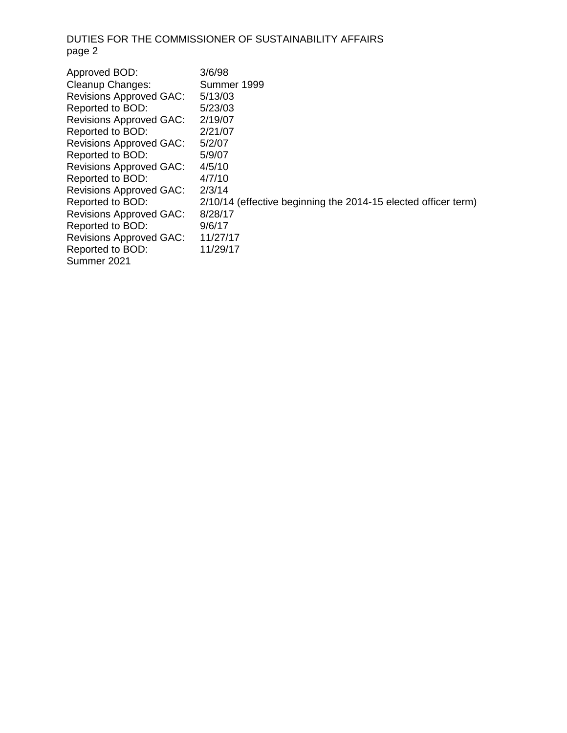| | |
|---|---|
| Approved BOD: | 3/6/98 |
| Cleanup Changes: | Summer 1999 |
| Revisions Approved GAC: | 5/13/03 |
| Reported to BOD: | 5/23/03 |
| Revisions Approved GAC: | 2/19/07 |
| Reported to BOD: | 2/21/07 |
| Revisions Approved GAC: | 5/2/07 |
| Reported to BOD: | 5/9/07 |
| Revisions Approved GAC: | 4/5/10 |
| Reported to BOD: | 4/7/10 |
| Revisions Approved GAC: | 2/3/14 |
| Reported to BOD: | 2/10/14 (effective beginning the 2014-15 elected officer term) |
| Revisions Approved GAC: | 8/28/17 |
| Reported to BOD: | 9/6/17 |
| Revisions Approved GAC: | 11/27/17 |
| Reported to BOD: | 11/29/17 |
| Summer 2021 | |